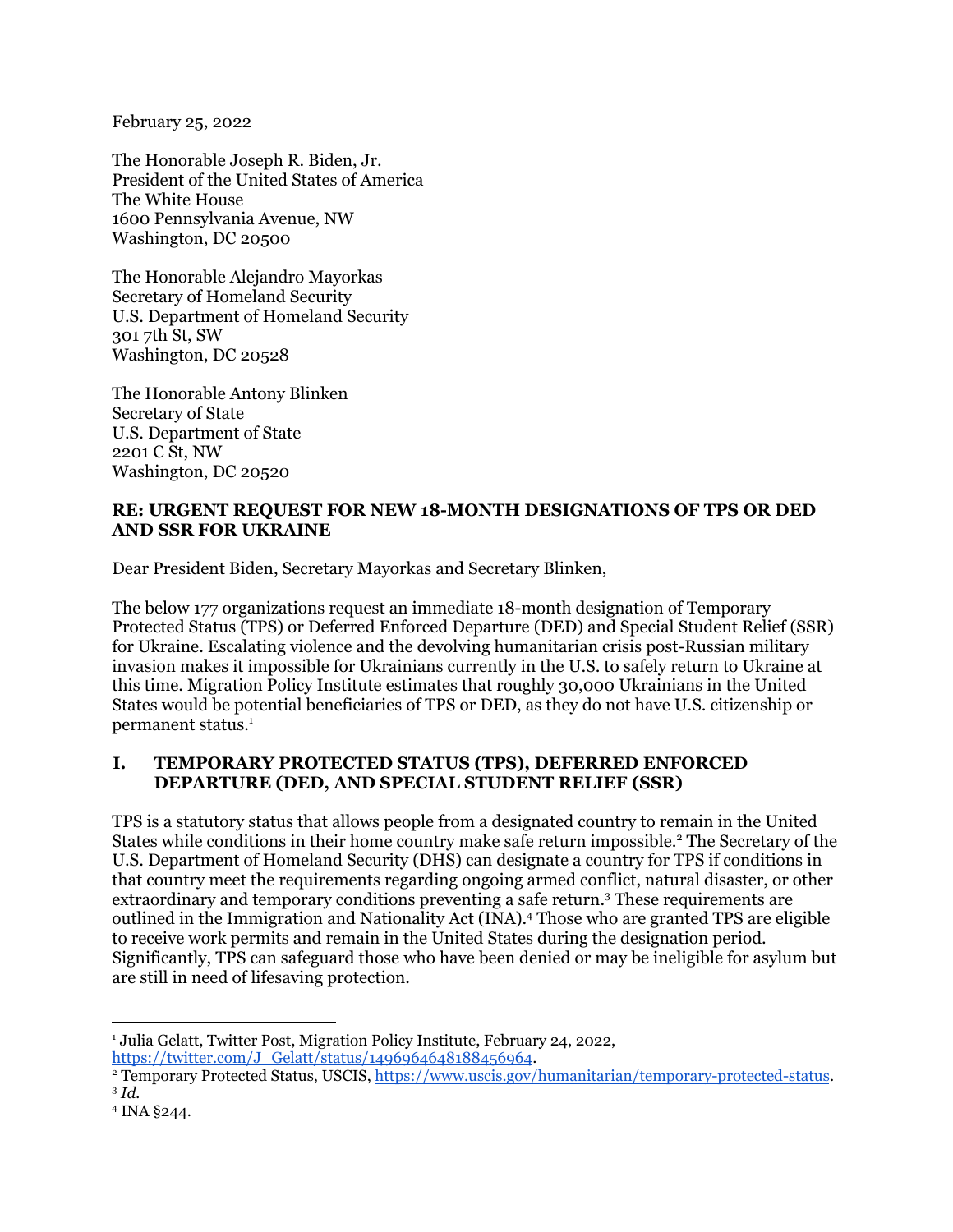February 25, 2022

The Honorable Joseph R. Biden, Jr.
President of the United States of America
The White House
1600 Pennsylvania Avenue, NW
Washington, DC 20500

The Honorable Alejandro Mayorkas
Secretary of Homeland Security
U.S. Department of Homeland Security
301 7th St, SW
Washington, DC 20528

The Honorable Antony Blinken
Secretary of State
U.S. Department of State
2201 C St, NW
Washington, DC 20520

**RE: URGENT REQUEST FOR NEW 18-MONTH DESIGNATIONS OF TPS OR DED AND SSR FOR UKRAINE**

Dear President Biden, Secretary Mayorkas and Secretary Blinken,

The below 177 organizations request an immediate 18-month designation of Temporary Protected Status (TPS) or Deferred Enforced Departure (DED) and Special Student Relief (SSR) for Ukraine. Escalating violence and the devolving humanitarian crisis post-Russian military invasion makes it impossible for Ukrainians currently in the U.S. to safely return to Ukraine at this time. Migration Policy Institute estimates that roughly 30,000 Ukrainians in the United States would be potential beneficiaries of TPS or DED, as they do not have U.S. citizenship or permanent status.[1]

## I. TEMPORARY PROTECTED STATUS (TPS), DEFERRED ENFORCED DEPARTURE (DED, AND SPECIAL STUDENT RELIEF (SSR)

TPS is a statutory status that allows people from a designated country to remain in the United States while conditions in their home country make safe return impossible.[2] The Secretary of the U.S. Department of Homeland Security (DHS) can designate a country for TPS if conditions in that country meet the requirements regarding ongoing armed conflict, natural disaster, or other extraordinary and temporary conditions preventing a safe return.[3] These requirements are outlined in the Immigration and Nationality Act (INA).[4] Those who are granted TPS are eligible to receive work permits and remain in the United States during the designation period. Significantly, TPS can safeguard those who have been denied or may be ineligible for asylum but are still in need of lifesaving protection.

---

[1] Julia Gelatt, Twitter Post, Migration Policy Institute, February 24, 2022, https://twitter.com/J_Gelatt/status/1496964648188456964.

[2] Temporary Protected Status, USCIS, https://www.uscis.gov/humanitarian/temporary-protected-status.

[3] *Id.*

[4] INA §244.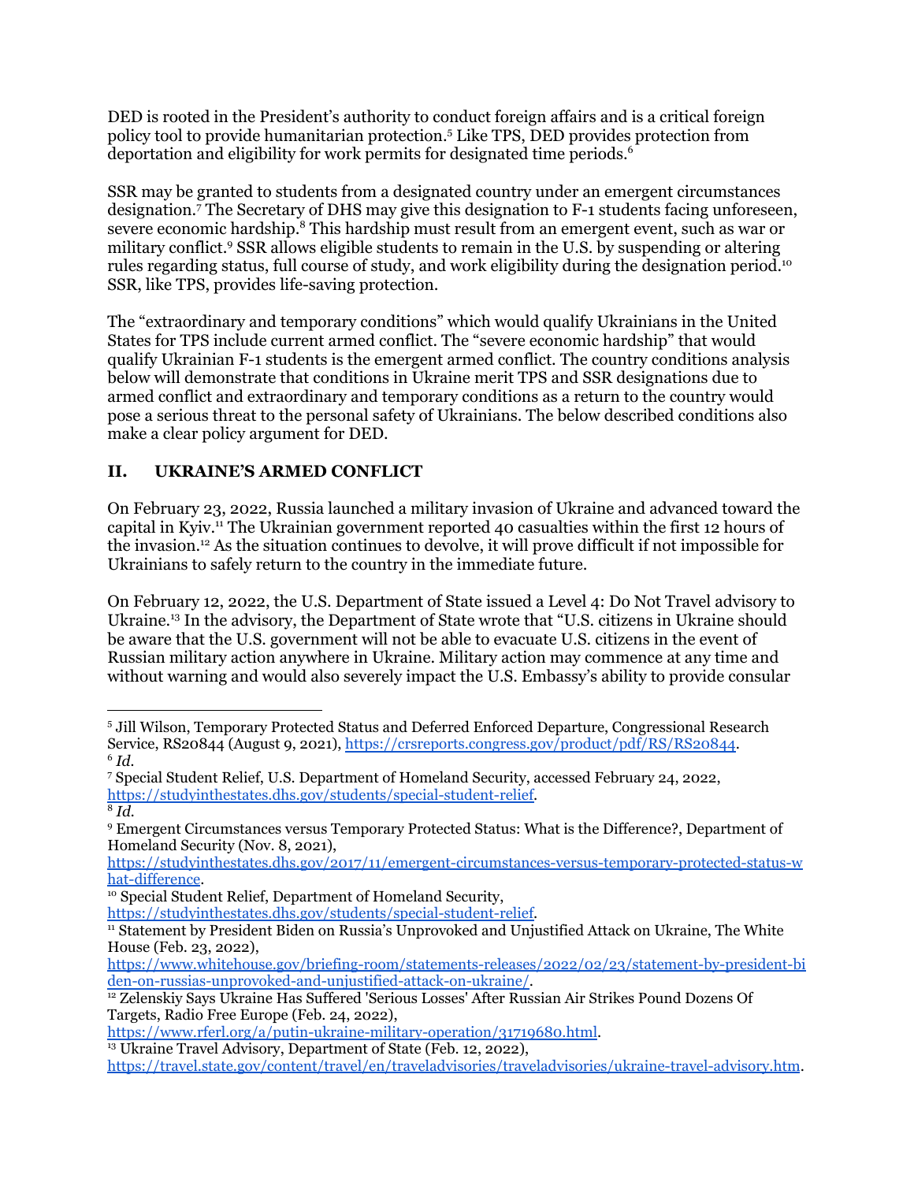DED is rooted in the President's authority to conduct foreign affairs and is a critical foreign policy tool to provide humanitarian protection.[5] Like TPS, DED provides protection from deportation and eligibility for work permits for designated time periods.[6]

SSR may be granted to students from a designated country under an emergent circumstances designation.[7] The Secretary of DHS may give this designation to F-1 students facing unforeseen, severe economic hardship.[8] This hardship must result from an emergent event, such as war or military conflict.[9] SSR allows eligible students to remain in the U.S. by suspending or altering rules regarding status, full course of study, and work eligibility during the designation period.[10] SSR, like TPS, provides life-saving protection.

The "extraordinary and temporary conditions" which would qualify Ukrainians in the United States for TPS include current armed conflict. The "severe economic hardship" that would qualify Ukrainian F-1 students is the emergent armed conflict. The country conditions analysis below will demonstrate that conditions in Ukraine merit TPS and SSR designations due to armed conflict and extraordinary and temporary conditions as a return to the country would pose a serious threat to the personal safety of Ukrainians. The below described conditions also make a clear policy argument for DED.

## II. UKRAINE'S ARMED CONFLICT

On February 23, 2022, Russia launched a military invasion of Ukraine and advanced toward the capital in Kyiv.[11] The Ukrainian government reported 40 casualties within the first 12 hours of the invasion.[12] As the situation continues to devolve, it will prove difficult if not impossible for Ukrainians to safely return to the country in the immediate future.

On February 12, 2022, the U.S. Department of State issued a Level 4: Do Not Travel advisory to Ukraine.[13] In the advisory, the Department of State wrote that "U.S. citizens in Ukraine should be aware that the U.S. government will not be able to evacuate U.S. citizens in the event of Russian military action anywhere in Ukraine. Military action may commence at any time and without warning and would also severely impact the U.S. Embassy's ability to provide consular

---

[5] Jill Wilson, Temporary Protected Status and Deferred Enforced Departure, Congressional Research Service, RS20844 (August 9, 2021), https://crsreports.congress.gov/product/pdf/RS/RS20844.

[6] *Id.*

[7] Special Student Relief, U.S. Department of Homeland Security, accessed February 24, 2022, https://studyinthestates.dhs.gov/students/special-student-relief.

[8] *Id.*

[9] Emergent Circumstances versus Temporary Protected Status: What is the Difference?, Department of Homeland Security (Nov. 8, 2021), https://studyinthestates.dhs.gov/2017/11/emergent-circumstances-versus-temporary-protected-status-what-difference.

[10] Special Student Relief, Department of Homeland Security, https://studyinthestates.dhs.gov/students/special-student-relief.

[11] Statement by President Biden on Russia's Unprovoked and Unjustified Attack on Ukraine, The White House (Feb. 23, 2022), https://www.whitehouse.gov/briefing-room/statements-releases/2022/02/23/statement-by-president-biden-on-russias-unprovoked-and-unjustified-attack-on-ukraine/.

[12] Zelenskiy Says Ukraine Has Suffered 'Serious Losses' After Russian Air Strikes Pound Dozens Of Targets, Radio Free Europe (Feb. 24, 2022), https://www.rferl.org/a/putin-ukraine-military-operation/31719680.html.

[13] Ukraine Travel Advisory, Department of State (Feb. 12, 2022), https://travel.state.gov/content/travel/en/traveladvisories/traveladvisories/ukraine-travel-advisory.htm.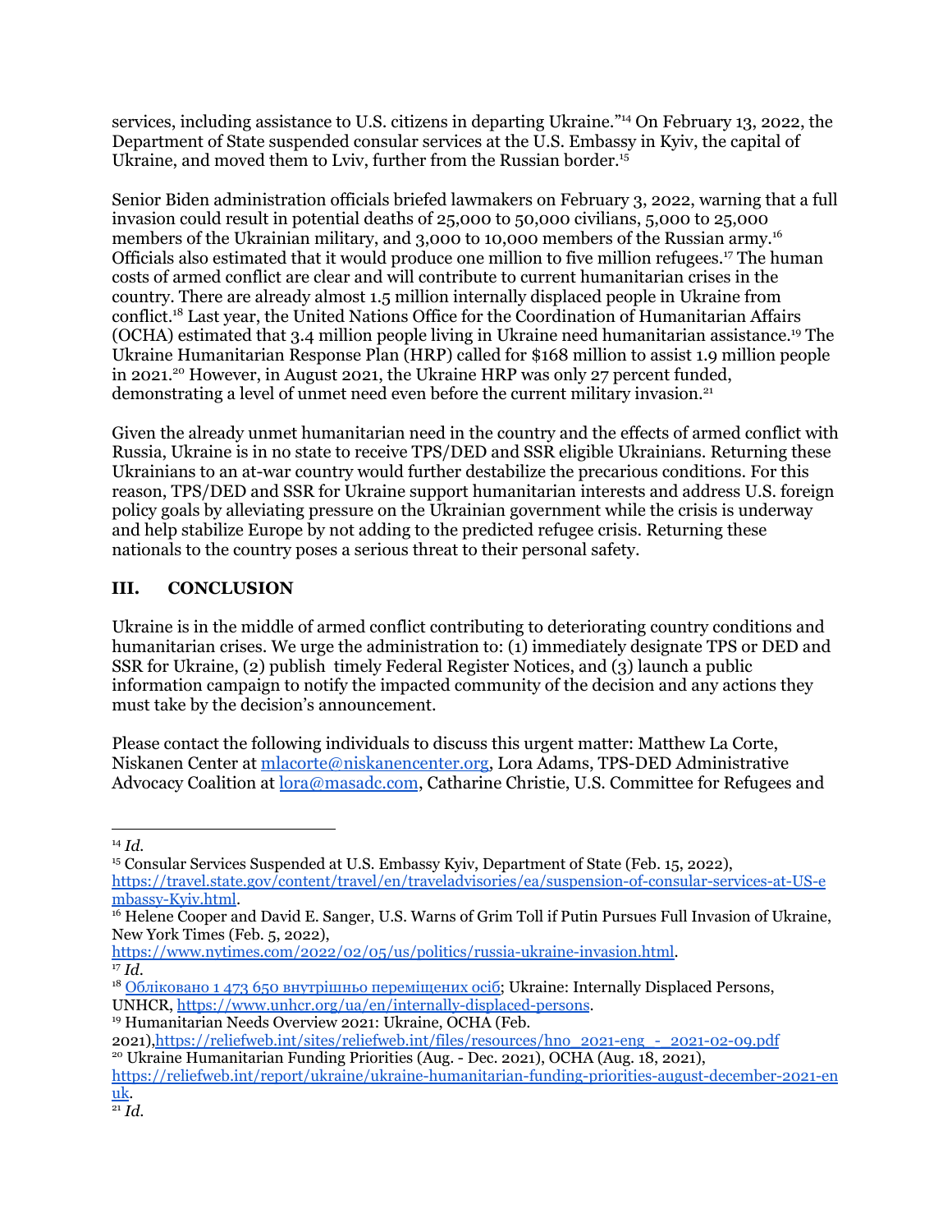services, including assistance to U.S. citizens in departing Ukraine."[14] On February 13, 2022, the Department of State suspended consular services at the U.S. Embassy in Kyiv, the capital of Ukraine, and moved them to Lviv, further from the Russian border.[15]

Senior Biden administration officials briefed lawmakers on February 3, 2022, warning that a full invasion could result in potential deaths of 25,000 to 50,000 civilians, 5,000 to 25,000 members of the Ukrainian military, and 3,000 to 10,000 members of the Russian army.[16] Officials also estimated that it would produce one million to five million refugees.[17] The human costs of armed conflict are clear and will contribute to current humanitarian crises in the country. There are already almost 1.5 million internally displaced people in Ukraine from conflict.[18] Last year, the United Nations Office for the Coordination of Humanitarian Affairs (OCHA) estimated that 3.4 million people living in Ukraine need humanitarian assistance.[19] The Ukraine Humanitarian Response Plan (HRP) called for $168 million to assist 1.9 million people in 2021.[20] However, in August 2021, the Ukraine HRP was only 27 percent funded, demonstrating a level of unmet need even before the current military invasion.[21]

Given the already unmet humanitarian need in the country and the effects of armed conflict with Russia, Ukraine is in no state to receive TPS/DED and SSR eligible Ukrainians. Returning these Ukrainians to an at-war country would further destabilize the precarious conditions. For this reason, TPS/DED and SSR for Ukraine support humanitarian interests and address U.S. foreign policy goals by alleviating pressure on the Ukrainian government while the crisis is underway and help stabilize Europe by not adding to the predicted refugee crisis. Returning these nationals to the country poses a serious threat to their personal safety.

## III. CONCLUSION

Ukraine is in the middle of armed conflict contributing to deteriorating country conditions and humanitarian crises. We urge the administration to: (1) immediately designate TPS or DED and SSR for Ukraine, (2) publish timely Federal Register Notices, and (3) launch a public information campaign to notify the impacted community of the decision and any actions they must take by the decision's announcement.

Please contact the following individuals to discuss this urgent matter: Matthew La Corte, Niskanen Center at mlacorte@niskanencenter.org, Lora Adams, TPS-DED Administrative Advocacy Coalition at lora@masadc.com, Catharine Christie, U.S. Committee for Refugees and

---

[14] *Id.*

[15] Consular Services Suspended at U.S. Embassy Kyiv, Department of State (Feb. 15, 2022), https://travel.state.gov/content/travel/en/traveladvisories/ea/suspension-of-consular-services-at-US-embassy-Kyiv.html.

[16] Helene Cooper and David E. Sanger, U.S. Warns of Grim Toll if Putin Pursues Full Invasion of Ukraine, New York Times (Feb. 5, 2022), https://www.nytimes.com/2022/02/05/us/politics/russia-ukraine-invasion.html.

[17] *Id.*

[18] Обліковано 1 473 650 внутрішньо переміщених осіб; Ukraine: Internally Displaced Persons, UNHCR, https://www.unhcr.org/ua/en/internally-displaced-persons.

[19] Humanitarian Needs Overview 2021: Ukraine, OCHA (Feb. 2021), https://reliefweb.int/sites/reliefweb.int/files/resources/hno_2021-eng_-_2021-02-09.pdf

[20] Ukraine Humanitarian Funding Priorities (Aug. - Dec. 2021), OCHA (Aug. 18, 2021), https://reliefweb.int/report/ukraine/ukraine-humanitarian-funding-priorities-august-december-2021-enuk.

[21] *Id.*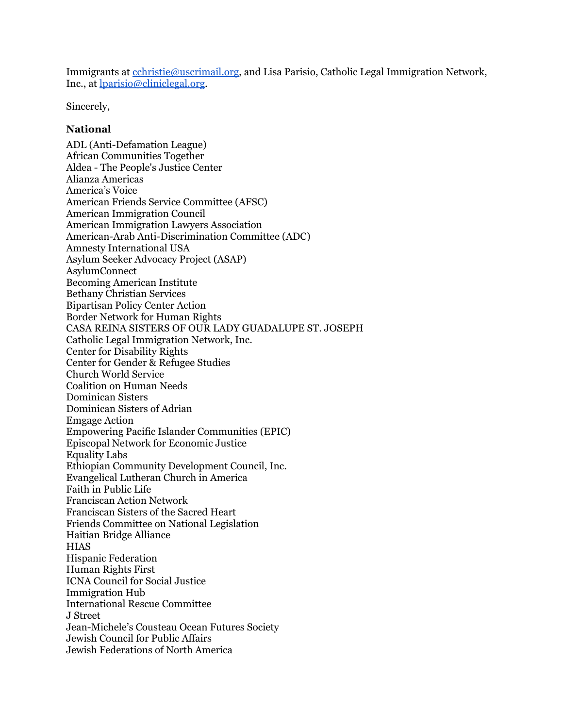Immigrants at cchristie@uscrimail.org, and Lisa Parisio, Catholic Legal Immigration Network, Inc., at lparisio@cliniclegal.org.

Sincerely,

### National

ADL (Anti-Defamation League)
African Communities Together
Aldea - The People's Justice Center
Alianza Americas
America's Voice
American Friends Service Committee (AFSC)
American Immigration Council
American Immigration Lawyers Association
American-Arab Anti-Discrimination Committee (ADC)
Amnesty International USA
Asylum Seeker Advocacy Project (ASAP)
AsylumConnect
Becoming American Institute
Bethany Christian Services
Bipartisan Policy Center Action
Border Network for Human Rights
CASA REINA SISTERS OF OUR LADY GUADALUPE ST. JOSEPH
Catholic Legal Immigration Network, Inc.
Center for Disability Rights
Center for Gender & Refugee Studies
Church World Service
Coalition on Human Needs
Dominican Sisters
Dominican Sisters of Adrian
Emgage Action
Empowering Pacific Islander Communities (EPIC)
Episcopal Network for Economic Justice
Equality Labs
Ethiopian Community Development Council, Inc.
Evangelical Lutheran Church in America
Faith in Public Life
Franciscan Action Network
Franciscan Sisters of the Sacred Heart
Friends Committee on National Legislation
Haitian Bridge Alliance
HIAS
Hispanic Federation
Human Rights First
ICNA Council for Social Justice
Immigration Hub
International Rescue Committee
J Street
Jean-Michele's Cousteau Ocean Futures Society
Jewish Council for Public Affairs
Jewish Federations of North America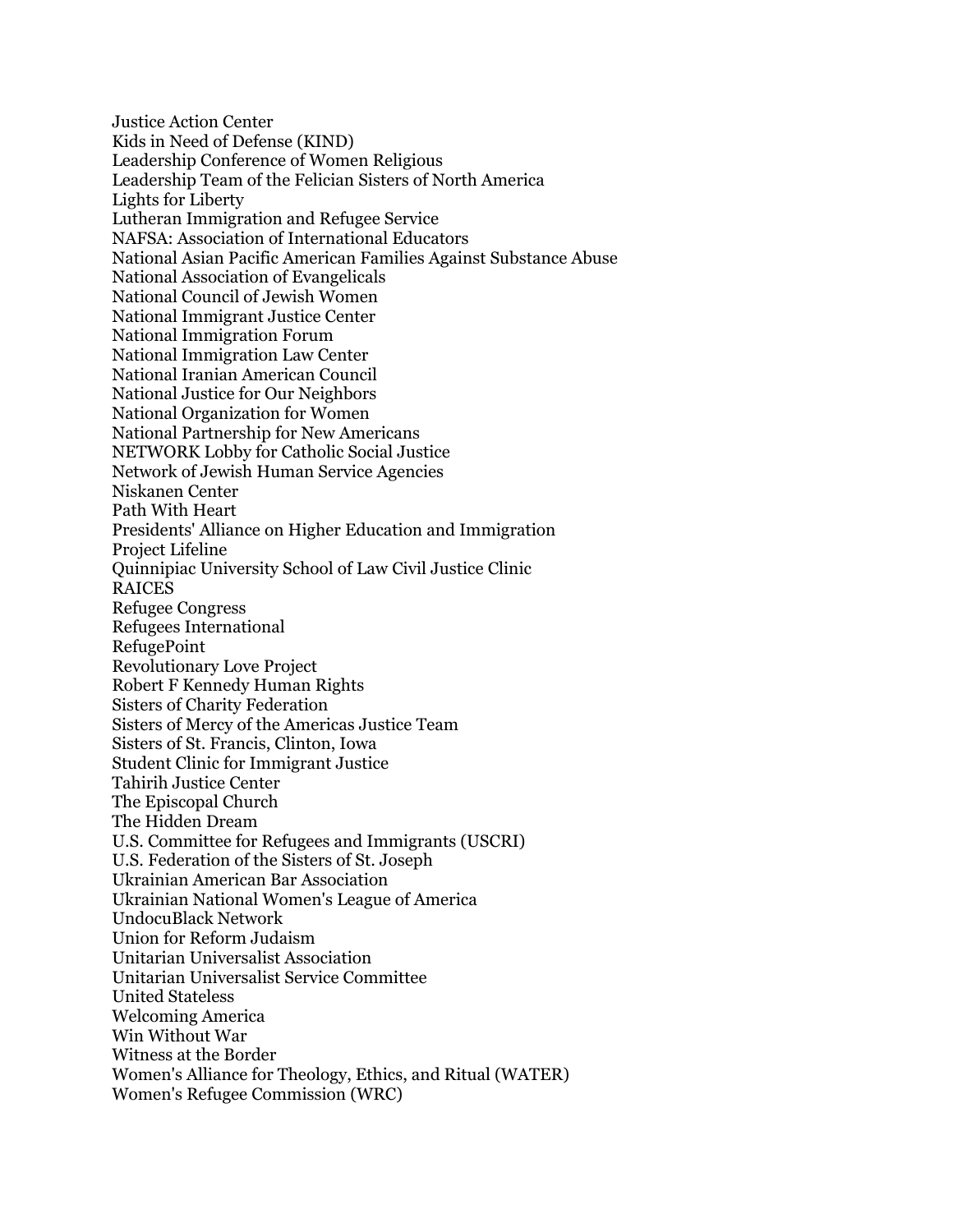Justice Action Center
Kids in Need of Defense (KIND)
Leadership Conference of Women Religious
Leadership Team of the Felician Sisters of North America
Lights for Liberty
Lutheran Immigration and Refugee Service
NAFSA: Association of International Educators
National Asian Pacific American Families Against Substance Abuse
National Association of Evangelicals
National Council of Jewish Women
National Immigrant Justice Center
National Immigration Forum
National Immigration Law Center
National Iranian American Council
National Justice for Our Neighbors
National Organization for Women
National Partnership for New Americans
NETWORK Lobby for Catholic Social Justice
Network of Jewish Human Service Agencies
Niskanen Center
Path With Heart
Presidents' Alliance on Higher Education and Immigration
Project Lifeline
Quinnipiac University School of Law Civil Justice Clinic
RAICES
Refugee Congress
Refugees International
RefugePoint
Revolutionary Love Project
Robert F Kennedy Human Rights
Sisters of Charity Federation
Sisters of Mercy of the Americas Justice Team
Sisters of St. Francis, Clinton, Iowa
Student Clinic for Immigrant Justice
Tahirih Justice Center
The Episcopal Church
The Hidden Dream
U.S. Committee for Refugees and Immigrants (USCRI)
U.S. Federation of the Sisters of St. Joseph
Ukrainian American Bar Association
Ukrainian National Women's League of America
UndocuBlack Network
Union for Reform Judaism
Unitarian Universalist Association
Unitarian Universalist Service Committee
United Stateless
Welcoming America
Win Without War
Witness at the Border
Women's Alliance for Theology, Ethics, and Ritual (WATER)
Women's Refugee Commission (WRC)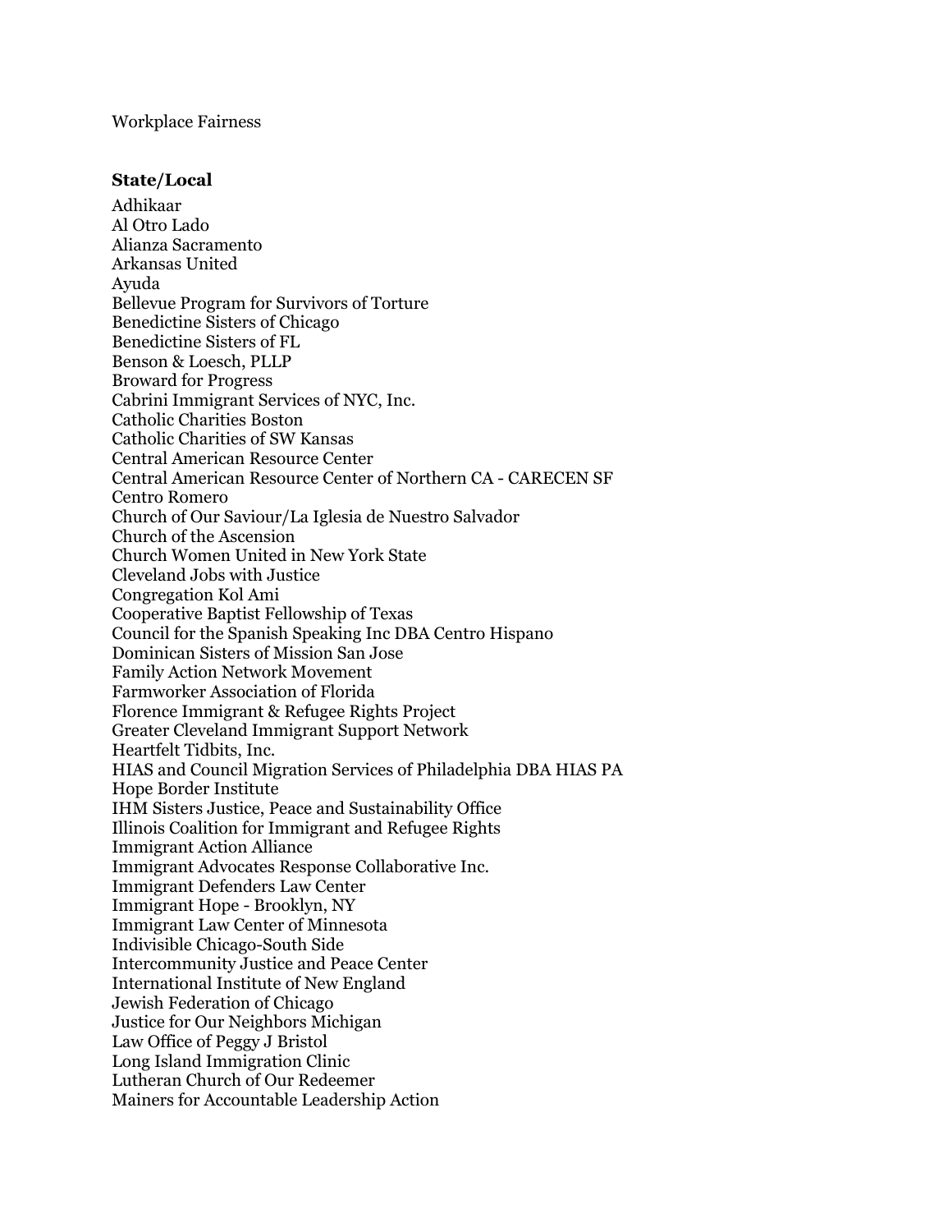Workplace Fairness

**State/Local**

Adhikaar
Al Otro Lado
Alianza Sacramento
Arkansas United
Ayuda
Bellevue Program for Survivors of Torture
Benedictine Sisters of Chicago
Benedictine Sisters of FL
Benson & Loesch, PLLP
Broward for Progress
Cabrini Immigrant Services of NYC, Inc.
Catholic Charities Boston
Catholic Charities of SW Kansas
Central American Resource Center
Central American Resource Center of Northern CA - CARECEN SF
Centro Romero
Church of Our Saviour/La Iglesia de Nuestro Salvador
Church of the Ascension
Church Women United in New York State
Cleveland Jobs with Justice
Congregation Kol Ami
Cooperative Baptist Fellowship of Texas
Council for the Spanish Speaking Inc DBA Centro Hispano
Dominican Sisters of Mission San Jose
Family Action Network Movement
Farmworker Association of Florida
Florence Immigrant & Refugee Rights Project
Greater Cleveland Immigrant Support Network
Heartfelt Tidbits, Inc.
HIAS and Council Migration Services of Philadelphia DBA HIAS PA
Hope Border Institute
IHM Sisters Justice, Peace and Sustainability Office
Illinois Coalition for Immigrant and Refugee Rights
Immigrant Action Alliance
Immigrant Advocates Response Collaborative Inc.
Immigrant Defenders Law Center
Immigrant Hope - Brooklyn, NY
Immigrant Law Center of Minnesota
Indivisible Chicago-South Side
Intercommunity Justice and Peace Center
International Institute of New England
Jewish Federation of Chicago
Justice for Our Neighbors Michigan
Law Office of Peggy J Bristol
Long Island Immigration Clinic
Lutheran Church of Our Redeemer
Mainers for Accountable Leadership Action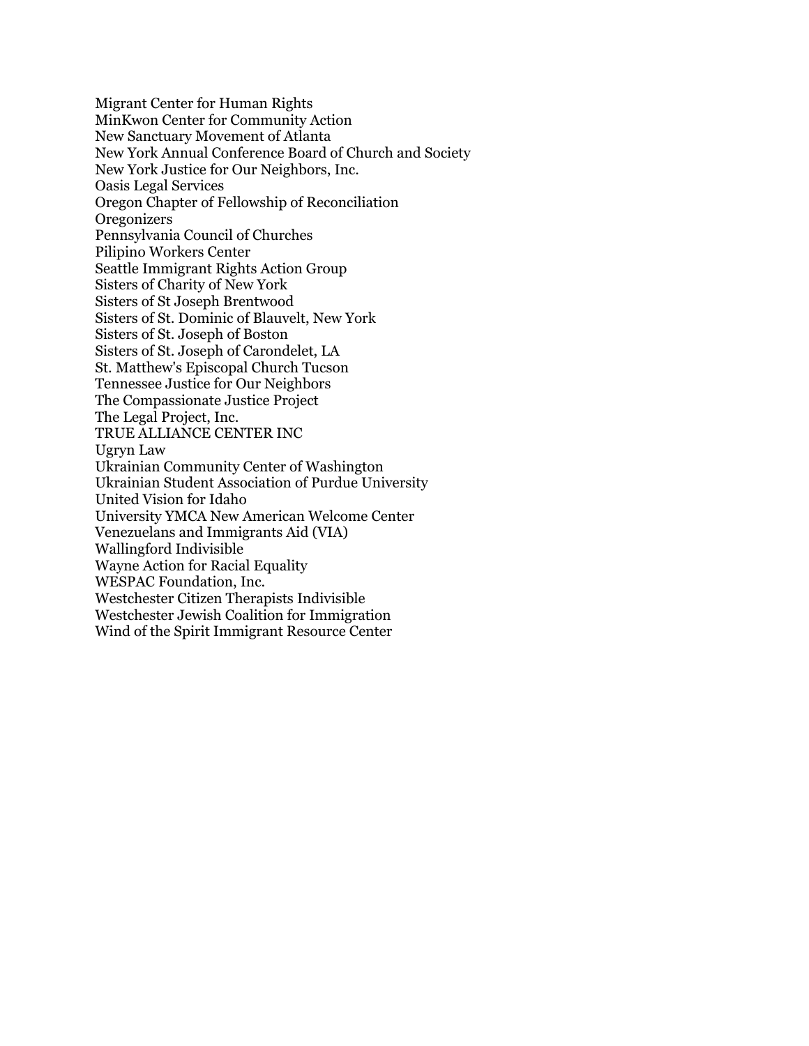Migrant Center for Human Rights
MinKwon Center for Community Action
New Sanctuary Movement of Atlanta
New York Annual Conference Board of Church and Society
New York Justice for Our Neighbors, Inc.
Oasis Legal Services
Oregon Chapter of Fellowship of Reconciliation
Oregonizers
Pennsylvania Council of Churches
Pilipino Workers Center
Seattle Immigrant Rights Action Group
Sisters of Charity of New York
Sisters of St Joseph Brentwood
Sisters of St. Dominic of Blauvelt, New York
Sisters of St. Joseph of Boston
Sisters of St. Joseph of Carondelet, LA
St. Matthew's Episcopal Church Tucson
Tennessee Justice for Our Neighbors
The Compassionate Justice Project
The Legal Project, Inc.
TRUE ALLIANCE CENTER INC
Ugryn Law
Ukrainian Community Center of Washington
Ukrainian Student Association of Purdue University
United Vision for Idaho
University YMCA New American Welcome Center
Venezuelans and Immigrants Aid (VIA)
Wallingford Indivisible
Wayne Action for Racial Equality
WESPAC Foundation, Inc.
Westchester Citizen Therapists Indivisible
Westchester Jewish Coalition for Immigration
Wind of the Spirit Immigrant Resource Center